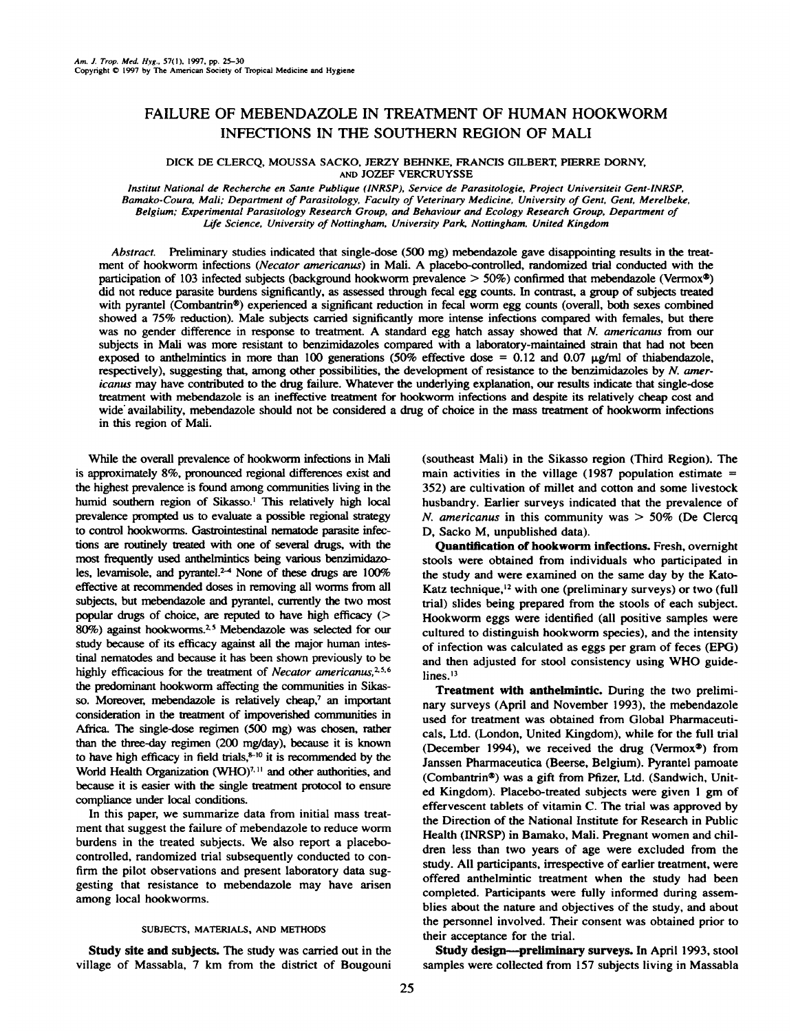# FAILURE OF MEBENDAZOLE IN TREATMENT OF HUMAN HOOKWORM INFECTIONS IN THE SOUTHERN REGION OF MALI

DICK DE CLERCQ, MOUSSA SACKO, JERZY BEHNKE, FRANCIS GILBERT, PIERRE DORNY, AND JOZEF VERCRUYSSE

*Institut National de Recherche en Sante Publique (INRSP), Service de Parasitologie, Project Universiteit Gent-INRSP, Bamako-Coura, Mali; Department of Parasitology, Faculty of Veterinary Medicine, University of Gent, Gent, Merelbeke, Belgium; Experimental Parasitology Research Group, and Behaviour and Ecology Research Group, Department of Life Science, University of Nottingham, University Park, Nottingham, United Kingdom*

*Abstract.* Preliminary studies indicated that single-dose (500 mg) mebendazole gave disappointing results in the treatment of hookworm infections (*Necator americanus*) in Mali. A placebo-controlled, randomized trial conducted with the participation of 103 infected subjects (background hookworm prevalence > 50%) confirmed that mebendazole (Vermox®) did not reduce parasite burdens significantly, as assessed through fecal egg counts. In contrast, a group of subjects treated with pyrantel (Combantrin®) experienced a significant reduction in fecal worm egg counts (overall, both sexes combined showed a 75% reduction). Male subjects carried significantly more intense infections compared with females, but there was no gender difference in response to treatment. A standard egg hatch assay showed that *N. americanus* from our subjects in Mali was more resistant to benzimidazoles compared with a laboratory-maintained strain that had not been exposed to anthelmintics in more than 100 generations (50% effective dose = 0.12 and 0.07 μg/ml of thiabendazole, respectively), suggesting that, among other possibilities, the development of resistance to the benzimidazoles by *N. americanus* may have contributed to the drug failure. Whatever the underlying explanation, our results indicate that single-dose treatment with mebendazole is an ineffective treatment for hookworm infections and despite its relatively cheap cost and wide availability, mebendazole should not be considered a drug of choice in the mass treatment of hookworm infections in this region of Mali.

While the overall prevalence of hookworm infections in Mali is approximately 8%, pronounced regional differences exist and the highest prevalence is found among communities living in the humid southern region of Sikasso.[1] This relatively high local prevalence prompted us to evaluate a possible regional strategy to control hookworms. Gastrointestinal nematode parasite infections are routinely treated with one of several drugs, with the most frequently used anthelmintics being various benzimidazoles, levamisole, and pyrantel.[2-4] None of these drugs are 100% effective at recommended doses in removing all worms from all subjects, but mebendazole and pyrantel, currently the two most popular drugs of choice, are reputed to have high efficacy (> 80%) against hookworms.[2,5] Mebendazole was selected for our study because of its efficacy against all the major human intestinal nematodes and because it has been shown previously to be highly efficacious for the treatment of *Necator americanus*,[2,5,6] the predominant hookworm affecting the communities in Sikasso. Moreover, mebendazole is relatively cheap,[7] an important consideration in the treatment of impoverished communities in Africa. The single-dose regimen (500 mg) was chosen, rather than the three-day regimen (200 mg/day), because it is known to have high efficacy in field trials,[8-10] it is recommended by the World Health Organization (WHO)[7,11] and other authorities, and because it is easier with the single treatment protocol to ensure compliance under local conditions.

In this paper, we summarize data from initial mass treatment that suggest the failure of mebendazole to reduce worm burdens in the treated subjects. We also report a placebo-controlled, randomized trial subsequently conducted to confirm the pilot observations and present laboratory data suggesting that resistance to mebendazole may have arisen among local hookworms.

## SUBJECTS, MATERIALS, AND METHODS

**Study site and subjects.** The study was carried out in the village of Massabla, 7 km from the district of Bougouni (southeast Mali) in the Sikasso region (Third Region). The main activities in the village (1987 population estimate = 352) are cultivation of millet and cotton and some livestock husbandry. Earlier surveys indicated that the prevalence of *N. americanus* in this community was > 50% (De Clercq D, Sacko M, unpublished data).

**Quantification of hookworm infections.** Fresh, overnight stools were obtained from individuals who participated in the study and were examined on the same day by the Kato-Katz technique,[12] with one (preliminary surveys) or two (full trial) slides being prepared from the stools of each subject. Hookworm eggs were identified (all positive samples were cultured to distinguish hookworm species), and the intensity of infection was calculated as eggs per gram of feces (EPG) and then adjusted for stool consistency using WHO guidelines.[13]

**Treatment with anthelmintic.** During the two preliminary surveys (April and November 1993), the mebendazole used for treatment was obtained from Global Pharmaceuticals, Ltd. (London, United Kingdom), while for the full trial (December 1994), we received the drug (Vermox®) from Janssen Pharmaceutica (Beerse, Belgium). Pyrantel pamoate (Combantrin®) was a gift from Pfizer, Ltd. (Sandwich, United Kingdom). Placebo-treated subjects were given 1 gm of effervescent tablets of vitamin C. The trial was approved by the Direction of the National Institute for Research in Public Health (INRSP) in Bamako, Mali. Pregnant women and children less than two years of age were excluded from the study. All participants, irrespective of earlier treatment, were offered anthelmintic treatment when the study had been completed. Participants were fully informed during assemblies about the nature and objectives of the study, and about the personnel involved. Their consent was obtained prior to their acceptance for the trial.

**Study design—preliminary surveys.** In April 1993, stool samples were collected from 157 subjects living in Massabla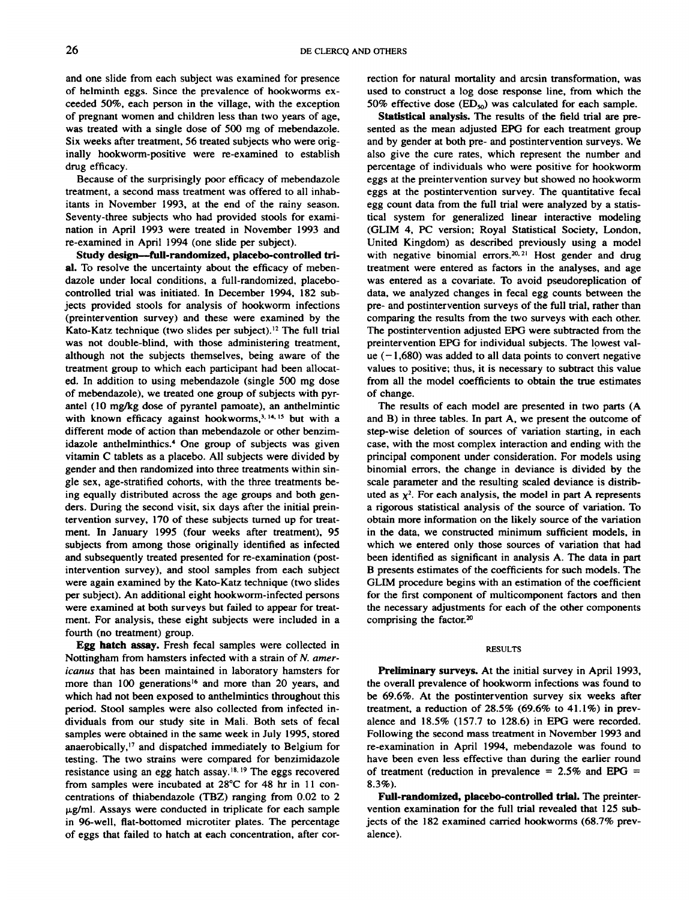and one slide from each subject was examined for presence of helminth eggs. Since the prevalence of hookworms exceeded 50%, each person in the village, with the exception of pregnant women and children less than two years of age, was treated with a single dose of 500 mg of mebendazole. Six weeks after treatment, 56 treated subjects who were originally hookworm-positive were re-examined to establish drug efficacy.

Because of the surprisingly poor efficacy of mebendazole treatment, a second mass treatment was offered to all inhabitants in November 1993, at the end of the rainy season. Seventy-three subjects who had provided stools for examination in April 1993 were treated in November 1993 and re-examined in April 1994 (one slide per subject).

**Study design—full-randomized, placebo-controlled trial.** To resolve the uncertainty about the efficacy of mebendazole under local conditions, a full-randomized, placebo-controlled trial was initiated. In December 1994, 182 subjects provided stools for analysis of hookworm infections (preintervention survey) and these were examined by the Kato-Katz technique (two slides per subject).[12] The full trial was not double-blind, with those administering treatment, although not the subjects themselves, being aware of the treatment group to which each participant had been allocated. In addition to using mebendazole (single 500 mg dose of mebendazole), we treated one group of subjects with pyrantel (10 mg/kg dose of pyrantel pamoate), an anthelmintic with known efficacy against hookworms,[3,14,15] but with a different mode of action than mebendazole or other benzimidazole anthelminthics.[4] One group of subjects was given vitamin C tablets as a placebo. All subjects were divided by gender and then randomized into three treatments within single sex, age-stratified cohorts, with the three treatments being equally distributed across the age groups and both genders. During the second visit, six days after the initial preintervention survey, 170 of these subjects turned up for treatment. In January 1995 (four weeks after treatment), 95 subjects from among those originally identified as infected and subsequently treated presented for re-examination (postintervention survey), and stool samples from each subject were again examined by the Kato-Katz technique (two slides per subject). An additional eight hookworm-infected persons were examined at both surveys but failed to appear for treatment. For analysis, these eight subjects were included in a fourth (no treatment) group.

**Egg hatch assay.** Fresh fecal samples were collected in Nottingham from hamsters infected with a strain of *N. americanus* that has been maintained in laboratory hamsters for more than 100 generations[16] and more than 20 years, and which had not been exposed to anthelmintics throughout this period. Stool samples were also collected from infected individuals from our study site in Mali. Both sets of fecal samples were obtained in the same week in July 1995, stored anaerobically,[17] and dispatched immediately to Belgium for testing. The two strains were compared for benzimidazole resistance using an egg hatch assay.[18,19] The eggs recovered from samples were incubated at 28°C for 48 hr in 11 concentrations of thiabendazole (TBZ) ranging from 0.02 to 2 μg/ml. Assays were conducted in triplicate for each sample in 96-well, flat-bottomed microtiter plates. The percentage of eggs that failed to hatch at each concentration, after correction for natural mortality and arcsin transformation, was used to construct a log dose response line, from which the 50% effective dose ($ED_{50}$) was calculated for each sample.

**Statistical analysis.** The results of the field trial are presented as the mean adjusted EPG for each treatment group and by gender at both pre- and postintervention surveys. We also give the cure rates, which represent the number and percentage of individuals who were positive for hookworm eggs at the preintervention survey but showed no hookworm eggs at the postintervention survey. The quantitative fecal egg count data from the full trial were analyzed by a statistical system for generalized linear interactive modeling (GLIM 4, PC version; Royal Statistical Society, London, United Kingdom) as described previously using a model with negative binomial errors.[20,21] Host gender and drug treatment were entered as factors in the analyses, and age was entered as a covariate. To avoid pseudoreplication of data, we analyzed changes in fecal egg counts between the pre- and postintervention surveys of the full trial, rather than comparing the results from the two surveys with each other. The postintervention adjusted EPG were subtracted from the preintervention EPG for individual subjects. The lowest value (−1,680) was added to all data points to convert negative values to positive; thus, it is necessary to subtract this value from all the model coefficients to obtain the true estimates of change.

The results of each model are presented in two parts (A and B) in three tables. In part A, we present the outcome of step-wise deletion of sources of variation starting, in each case, with the most complex interaction and ending with the principal component under consideration. For models using binomial errors, the change in deviance is divided by the scale parameter and the resulting scaled deviance is distributed as $\chi^2$. For each analysis, the model in part A represents a rigorous statistical analysis of the source of variation. To obtain more information on the likely source of the variation in the data, we constructed minimum sufficient models, in which we entered only those sources of variation that had been identified as significant in analysis A. The data in part B presents estimates of the coefficients for such models. The GLIM procedure begins with an estimation of the coefficient for the first component of multicomponent factors and then the necessary adjustments for each of the other components comprising the factor.[20]

## RESULTS

**Preliminary surveys.** At the initial survey in April 1993, the overall prevalence of hookworm infections was found to be 69.6%. At the postintervention survey six weeks after treatment, a reduction of 28.5% (69.6% to 41.1%) in prevalence and 18.5% (157.7 to 128.6) in EPG were recorded. Following the second mass treatment in November 1993 and re-examination in April 1994, mebendazole was found to have been even less effective than during the earlier round of treatment (reduction in prevalence = 2.5% and EPG = 8.3%).

**Full-randomized, placebo-controlled trial.** The preintervention examination for the full trial revealed that 125 subjects of the 182 examined carried hookworms (68.7% prevalence).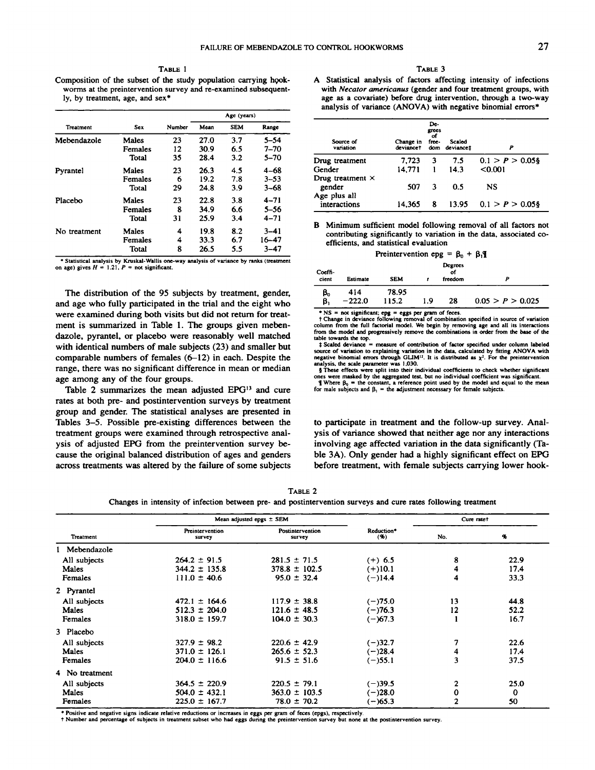Table 1

Composition of the subset of the study population carrying hookworms at the preintervention survey and re-examined subsequently, by treatment, age, and sex*

| Treatment | Sex | Number | Age (years) Mean | SEM | Range |
|---|---|---|---|---|---|
| Mebendazole | Males | 23 | 27.0 | 3.7 | 5–54 |
| | Females | 12 | 30.9 | 6.5 | 7–70 |
| | Total | 35 | 28.4 | 3.2 | 5–70 |
| Pyrantel | Males | 23 | 26.3 | 4.5 | 4–68 |
| | Females | 6 | 19.2 | 7.8 | 3–53 |
| | Total | 29 | 24.8 | 3.9 | 3–68 |
| Placebo | Males | 23 | 22.8 | 3.8 | 4–71 |
| | Females | 8 | 34.9 | 6.6 | 5–56 |
| | Total | 31 | 25.9 | 3.4 | 4–71 |
| No treatment | Males | 4 | 19.8 | 8.2 | 3–41 |
| | Females | 4 | 33.3 | 6.7 | 16–47 |
| | Total | 8 | 26.5 | 5.5 | 3–47 |

\* Statistical analysis by Kruskal-Wallis one-way analysis of variance by ranks (treatment on age) gives $H = 1.21$, $P$ = not significant.

The distribution of the 95 subjects by treatment, gender, and age who fully participated in the trial and the eight who were examined during both visits but did not return for treatment is summarized in Table 1. The groups given mebendazole, pyrantel, or placebo were reasonably well matched with identical numbers of male subjects (23) and smaller but comparable numbers of females (6–12) in each. Despite the range, there was no significant difference in mean or median age among any of the four groups.

Table 2 summarizes the mean adjusted EPG[13] and cure rates at both pre- and postintervention surveys by treatment group and gender. The statistical analyses are presented in Tables 3–5. Possible pre-existing differences between the treatment groups were examined through retrospective analysis of adjusted EPG from the preintervention survey because the original balanced distribution of ages and genders across treatments was altered by the failure of some subjects to participate in treatment and the follow-up survey. Analysis of variance showed that neither age nor any interactions involving age affected variation in the data significantly (Table 3A). Only gender had a highly significant effect on EPG before treatment, with female subjects carrying lower hook-

Table 3

A Statistical analysis of factors affecting intensity of infections with *Necator americanus* (gender and four treatment groups, with age as a covariate) before drug intervention, through a two-way analysis of variance (ANOVA) with negative binomial errors*

| Source of variation | Change in deviance† | Degrees of freedom | Scaled deviance‡ | P |
|---|---|---|---|---|
| Drug treatment | 7,723 | 3 | 7.5 | $0.1 > P > 0.05$§ |
| Gender | 14,771 | 1 | 14.3 | <0.001 |
| Drug treatment × gender | 507 | 3 | 0.5 | NS |
| Age plus all interactions | 14,365 | 8 | 13.95 | $0.1 > P > 0.05$§ |

B Minimum sufficient model following removal of all factors not contributing significantly to variation in the data, associated coefficients, and statistical evaluation

Preintervention epg = $\beta_0 + \beta_1$¶

| Coefficient | Estimate | SEM | t | Degrees of freedom | P |
|---|---|---|---|---|---|
| $\beta_0$ | 414 | 78.95 | | | |
| $\beta_1$ | −222.0 | 115.2 | 1.9 | 28 | $0.05 > P > 0.025$ |

\* NS = not significant; epg = eggs per gram of feces.
† Change in deviance following removal of combination specified in source of variation column from the full factorial model. We begin by removing age and all its interactions from the model and progressively remove the combinations in order from the base of the table towards the top.
‡ Scaled deviance = measure of contribution of factor specified under column labeled source of variation to explaining variation in the data, calculated by fitting ANOVA with negative binomial errors through GLIM[12]. It is distributed as $\chi^2$. For the preintervention analysis, the scale parameter was 1.030.
§ These effects were split into their individual coefficients to check whether significant ones were masked by the aggregated test, but no individual coefficient was significant.
¶ Where $\beta_0$ = the constant, a reference point used by the model and equal to the mean for male subjects and $\beta_1$ = the adjustment necessary for female subjects.

Table 2

Changes in intensity of infection between pre- and postintervention surveys and cure rates following treatment

| Treatment | Mean adjusted epgs ± SEM: Preintervention survey | Postintervention survey | Reduction* (%) | Cure rate† No. | % |
|---|---|---|---|---|---|
| 1 Mebendazole | | | | | |
| All subjects | 264.2 ± 91.5 | 281.5 ± 71.5 | (+) 6.5 | 8 | 22.9 |
| Males | 344.2 ± 135.8 | 378.8 ± 102.5 | (+)10.1 | 4 | 17.4 |
| Females | 111.0 ± 40.6 | 95.0 ± 32.4 | (−)14.4 | 4 | 33.3 |
| 2 Pyrantel | | | | | |
| All subjects | 472.1 ± 164.6 | 117.9 ± 38.8 | (−)75.0 | 13 | 44.8 |
| Males | 512.3 ± 204.0 | 121.6 ± 48.5 | (−)76.3 | 12 | 52.2 |
| Females | 318.0 ± 159.7 | 104.0 ± 30.3 | (−)67.3 | 1 | 16.7 |
| 3 Placebo | | | | | |
| All subjects | 327.9 ± 98.2 | 220.6 ± 42.9 | (−)32.7 | 7 | 22.6 |
| Males | 371.0 ± 126.1 | 265.6 ± 52.3 | (−)28.4 | 4 | 17.4 |
| Females | 204.0 ± 116.6 | 91.5 ± 51.6 | (−)55.1 | 3 | 37.5 |
| 4 No treatment | | | | | |
| All subjects | 364.5 ± 220.9 | 220.5 ± 79.1 | (−)39.5 | 2 | 25.0 |
| Males | 504.0 ± 432.1 | 363.0 ± 103.5 | (−)28.0 | 0 | 0 |
| Females | 225.0 ± 167.7 | 78.0 ± 70.2 | (−)65.3 | 2 | 50 |

\* Positive and negative signs indicate relative reductions or increases in eggs per gram of feces (epgs), respectively.
† Number and percentage of subjects in treatment subset who had eggs during the preintervention survey but none at the postintervention survey.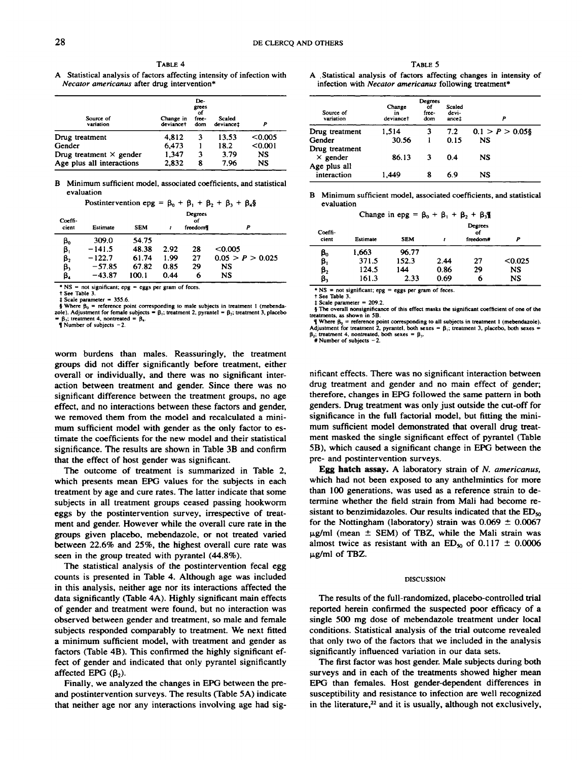TABLE 4

A Statistical analysis of factors affecting intensity of infection with *Necator americanus* after drug intervention*

| Source of variation | Change in deviance† | Degrees of freedom | Scaled deviance‡ | P |
|---|---|---|---|---|
| Drug treatment | 4,812 | 3 | 13.53 | <0.005 |
| Gender | 6,473 | 1 | 18.2 | <0.001 |
| Drug treatment × gender | 1,347 | 3 | 3.79 | NS |
| Age plus all interactions | 2,832 | 8 | 7.96 | NS |

B Minimum sufficient model, associated coefficients, and statistical evaluation

Postintervention epg = $\beta_0 + \beta_1 + \beta_2 + \beta_3 + \beta_4$§

| Coefficient | Estimate | SEM | t | Degrees of freedom¶ | P |
|---|---|---|---|---|---|
| $\beta_0$ | 309.0 | 54.75 | | | |
| $\beta_1$ | −141.5 | 48.38 | 2.92 | 28 | <0.005 |
| $\beta_2$ | −122.7 | 61.74 | 1.99 | 27 | 0.05 > P > 0.025 |
| $\beta_3$ | −57.85 | 67.82 | 0.85 | 29 | NS |
| $\beta_4$ | −43.87 | 100.1 | 0.44 | 6 | NS |

* NS = not significant; epg = eggs per gram of feces.
† See Table 3.
‡ Scale parameter = 355.6.
§ Where $\beta_0$ = reference point corresponding to male subjects in treatment 1 (mebendazole). Adjustment for female subjects = $\beta_1$; treatment 2, pyrantel = $\beta_2$; treatment 3, placebo = $\beta_3$; treatment 4, nontreated = $\beta_4$.
¶ Number of subjects −2.

TABLE 5

A Statistical analysis of factors affecting changes in intensity of infection with *Necator americanus* following treatment*

| Source of variation | Change in deviance† | Degrees of freedom | Scaled deviance‡ | P |
|---|---|---|---|---|
| Drug treatment | 1,514 | 3 | 7.2 | 0.1 > P > 0.05§ |
| Gender | 30.56 | 1 | 0.15 | NS |
| Drug treatment × gender | 86.13 | 3 | 0.4 | NS |
| Age plus all interaction | 1,449 | 8 | 6.9 | NS |

B Minimum sufficient model, associated coefficients, and statistical evaluation

Change in epg = $\beta_0 + \beta_1 + \beta_2 + \beta_3$¶

| Coefficient | Estimate | SEM | t | Degrees of freedom# | P |
|---|---|---|---|---|---|
| $\beta_0$ | 1,663 | 96.77 | | | |
| $\beta_1$ | 371.5 | 152.3 | 2.44 | 27 | <0.025 |
| $\beta_2$ | 124.5 | 144 | 0.86 | 29 | NS |
| $\beta_3$ | 161.3 | 2.33 | 0.69 | 6 | NS |

* NS = not significant; epg = eggs per gram of feces.
† See Table 3.
‡ Scale parameter = 209.2.
§ The overall nonsignificance of this effect masks the significant coefficient of one of the treatments, as shown in 5B.
¶ Where $\beta_0$ = reference point corresponding to all subjects in treatment 1 (mebendazole). Adjustment for treatment 2, pyrantel, both sexes = $\beta_1$; treatment 3, placebo, both sexes = $\beta_2$; treatment 4, nontreated, both sexes = $\beta_3$.
# Number of subjects −2.

worm burdens than males. Reassuringly, the treatment groups did not differ significantly before treatment, either overall or individually, and there was no significant interaction between treatment and gender. Since there was no significant difference between the treatment groups, no age effect, and no interactions between these factors and gender, we removed them from the model and recalculated a minimum sufficient model with gender as the only factor to estimate the coefficients for the new model and their statistical significance. The results are shown in Table 3B and confirm that the effect of host gender was significant.

The outcome of treatment is summarized in Table 2, which presents mean EPG values for the subjects in each treatment by age and cure rates. The latter indicate that some subjects in all treatment groups ceased passing hookworm eggs by the postintervention survey, irrespective of treatment and gender. However while the overall cure rate in the groups given placebo, mebendazole, or not treated varied between 22.6% and 25%, the highest overall cure rate was seen in the group treated with pyrantel (44.8%).

The statistical analysis of the postintervention fecal egg counts is presented in Table 4. Although age was included in this analysis, neither age nor its interactions affected the data significantly (Table 4A). Highly significant main effects of gender and treatment were found, but no interaction was observed between gender and treatment, so male and female subjects responded comparably to treatment. We next fitted a minimum sufficient model, with treatment and gender as factors (Table 4B). This confirmed the highly significant effect of gender and indicated that only pyrantel significantly affected EPG ($\beta_2$).

Finally, we analyzed the changes in EPG between the pre- and postintervention surveys. The results (Table 5A) indicate that neither age nor any interactions involving age had significant effects. There was no significant interaction between drug treatment and gender and no main effect of gender; therefore, changes in EPG followed the same pattern in both genders. Drug treatment was only just outside the cut-off for significance in the full factorial model, but fitting the minimum sufficient model demonstrated that overall drug treatment masked the single significant effect of pyrantel (Table 5B), which caused a significant change in EPG between the pre- and postintervention surveys.

**Egg hatch assay.** A laboratory strain of *N. americanus*, which had not been exposed to any anthelmintics for more than 100 generations, was used as a reference strain to determine whether the field strain from Mali had become resistant to benzimidazoles. Our results indicated that the $ED_{50}$ for the Nottingham (laboratory) strain was 0.069 ± 0.0067 μg/ml (mean ± SEM) of TBZ, while the Mali strain was almost twice as resistant with an $ED_{50}$ of 0.117 ± 0.0006 μg/ml of TBZ.

## DISCUSSION

The results of the full-randomized, placebo-controlled trial reported herein confirmed the suspected poor efficacy of a single 500 mg dose of mebendazole treatment under local conditions. Statistical analysis of the trial outcome revealed that only two of the factors that we included in the analysis significantly influenced variation in our data sets.

The first factor was host gender. Male subjects during both surveys and in each of the treatments showed higher mean EPG than females. Host gender-dependent differences in susceptibility and resistance to infection are well recognized in the literature,[22] and it is usually, although not exclusively,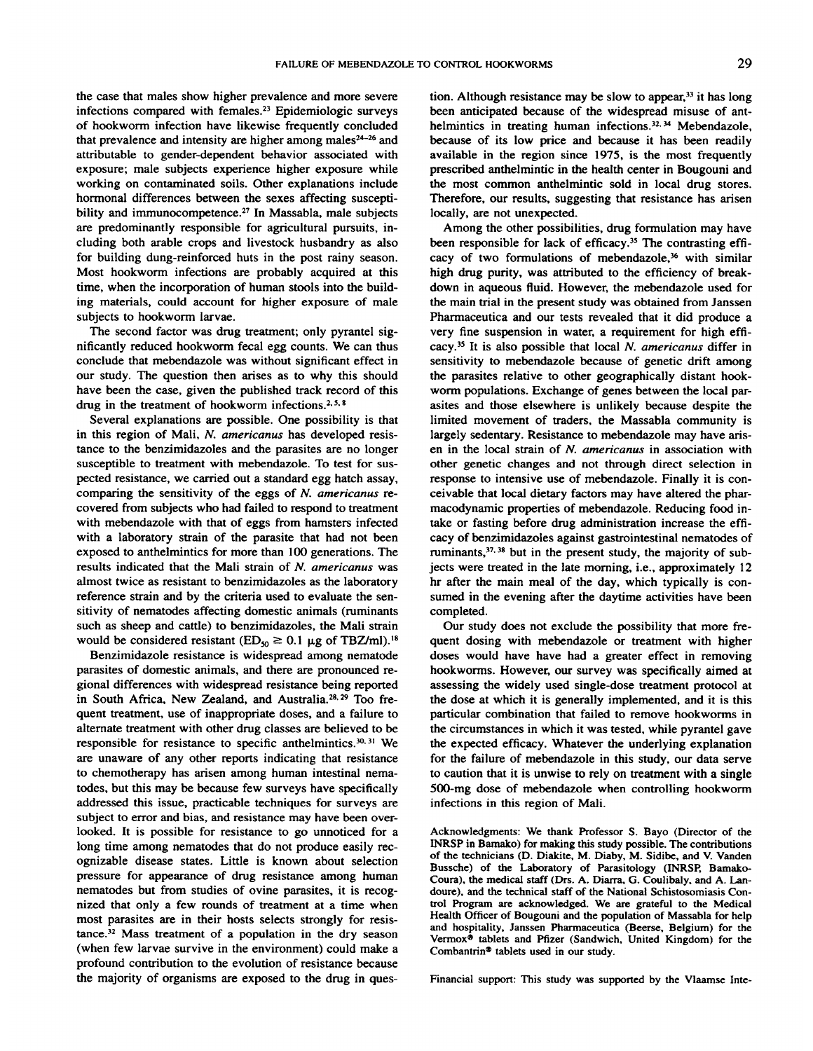the case that males show higher prevalence and more severe infections compared with females.[23] Epidemiologic surveys of hookworm infection have likewise frequently concluded that prevalence and intensity are higher among males[24–26] and attributable to gender-dependent behavior associated with exposure; male subjects experience higher exposure while working on contaminated soils. Other explanations include hormonal differences between the sexes affecting susceptibility and immunocompetence.[27] In Massabla, male subjects are predominantly responsible for agricultural pursuits, including both arable crops and livestock husbandry as also for building dung-reinforced huts in the post rainy season. Most hookworm infections are probably acquired at this time, when the incorporation of human stools into the building materials, could account for higher exposure of male subjects to hookworm larvae.

The second factor was drug treatment; only pyrantel significantly reduced hookworm fecal egg counts. We can thus conclude that mebendazole was without significant effect in our study. The question then arises as to why this should have been the case, given the published track record of this drug in the treatment of hookworm infections.[2,5,8]

Several explanations are possible. One possibility is that in this region of Mali, *N. americanus* has developed resistance to the benzimidazoles and the parasites are no longer susceptible to treatment with mebendazole. To test for suspected resistance, we carried out a standard egg hatch assay, comparing the sensitivity of the eggs of *N. americanus* recovered from subjects who had failed to respond to treatment with mebendazole with that of eggs from hamsters infected with a laboratory strain of the parasite that had not been exposed to anthelmintics for more than 100 generations. The results indicated that the Mali strain of *N. americanus* was almost twice as resistant to benzimidazoles as the laboratory reference strain and by the criteria used to evaluate the sensitivity of nematodes affecting domestic animals (ruminants such as sheep and cattle) to benzimidazoles, the Mali strain would be considered resistant ($ED_{50} \geq 0.1$ μg of TBZ/ml).[18]

Benzimidazole resistance is widespread among nematode parasites of domestic animals, and there are pronounced regional differences with widespread resistance being reported in South Africa, New Zealand, and Australia.[28,29] Too frequent treatment, use of inappropriate doses, and a failure to alternate treatment with other drug classes are believed to be responsible for resistance to specific anthelmintics.[30,31] We are unaware of any other reports indicating that resistance to chemotherapy has arisen among human intestinal nematodes, but this may be because few surveys have specifically addressed this issue, practicable techniques for surveys are subject to error and bias, and resistance may have been overlooked. It is possible for resistance to go unnoticed for a long time among nematodes that do not produce easily recognizable disease states. Little is known about selection pressure for appearance of drug resistance among human nematodes but from studies of ovine parasites, it is recognized that only a few rounds of treatment at a time when most parasites are in their hosts selects strongly for resistance.[32] Mass treatment of a population in the dry season (when few larvae survive in the environment) could make a profound contribution to the evolution of resistance because the majority of organisms are exposed to the drug in question. Although resistance may be slow to appear,[33] it has long been anticipated because of the widespread misuse of anthelmintics in treating human infections.[32,34] Mebendazole, because of its low price and because it has been readily available in the region since 1975, is the most frequently prescribed anthelmintic in the health center in Bougouni and the most common anthelmintic sold in local drug stores. Therefore, our results, suggesting that resistance has arisen locally, are not unexpected.

Among the other possibilities, drug formulation may have been responsible for lack of efficacy.[35] The contrasting efficacy of two formulations of mebendazole,[36] with similar high drug purity, was attributed to the efficiency of breakdown in aqueous fluid. However, the mebendazole used for the main trial in the present study was obtained from Janssen Pharmaceutica and our tests revealed that it did produce a very fine suspension in water, a requirement for high efficacy.[35] It is also possible that local *N. americanus* differ in sensitivity to mebendazole because of genetic drift among the parasites relative to other geographically distant hookworm populations. Exchange of genes between the local parasites and those elsewhere is unlikely because despite the limited movement of traders, the Massabla community is largely sedentary. Resistance to mebendazole may have arisen in the local strain of *N. americanus* in association with other genetic changes and not through direct selection in response to intensive use of mebendazole. Finally it is conceivable that local dietary factors may have altered the pharmacodynamic properties of mebendazole. Reducing food intake or fasting before drug administration increase the efficacy of benzimidazoles against gastrointestinal nematodes of ruminants,[37,38] but in the present study, the majority of subjects were treated in the late morning, i.e., approximately 12 hr after the main meal of the day, which typically is consumed in the evening after the daytime activities have been completed.

Our study does not exclude the possibility that more frequent dosing with mebendazole or treatment with higher doses would have have had a greater effect in removing hookworms. However, our survey was specifically aimed at assessing the widely used single-dose treatment protocol at the dose at which it is generally implemented, and it is this particular combination that failed to remove hookworms in the circumstances in which it was tested, while pyrantel gave the expected efficacy. Whatever the underlying explanation for the failure of mebendazole in this study, our data serve to caution that it is unwise to rely on treatment with a single 500-mg dose of mebendazole when controlling hookworm infections in this region of Mali.

Acknowledgments: We thank Professor S. Bayo (Director of the INRSP in Bamako) for making this study possible. The contributions of the technicians (D. Diakite, M. Diaby, M. Sidibe, and V. Vanden Bussche) of the Laboratory of Parasitology (INRSP, Bamako-Coura), the medical staff (Drs. A. Diarra, G. Coulibaly, and A. Landoure), and the technical staff of the National Schistosomiasis Control Program are acknowledged. We are grateful to the Medical Health Officer of Bougouni and the population of Massabla for help and hospitality, Janssen Pharmaceutica (Beerse, Belgium) for the Vermox® tablets and Pfizer (Sandwich, United Kingdom) for the Combantrin® tablets used in our study.

Financial support: This study was supported by the Vlaamse Inte-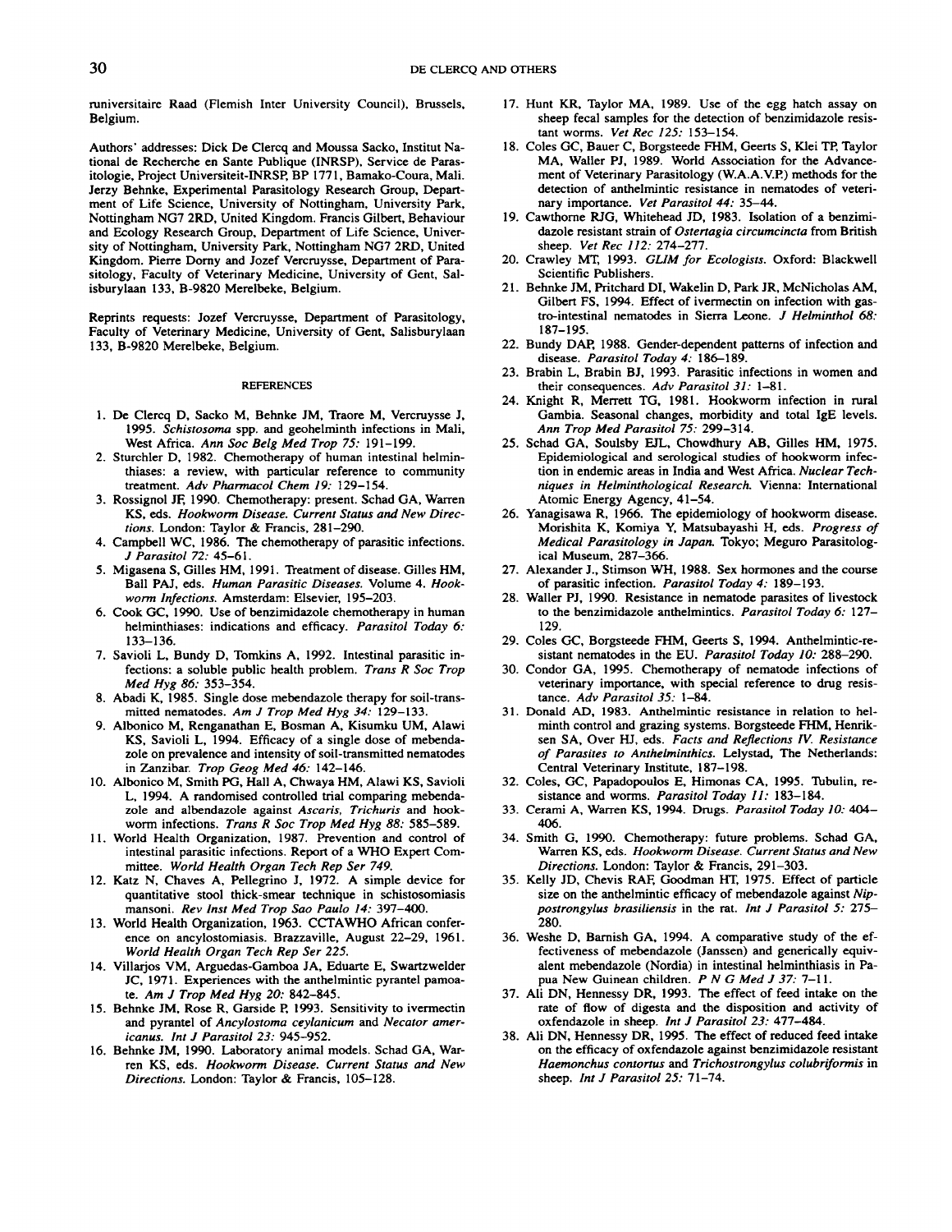runiversitaire Raad (Flemish Inter University Council), Brussels, Belgium.

Authors' addresses: Dick De Clercq and Moussa Sacko, Institut National de Recherche en Sante Publique (INRSP), Service de Parasitologie, Project Universiteit-INRSP, BP 1771, Bamako-Coura, Mali. Jerzy Behnke, Experimental Parasitology Research Group, Department of Life Science, University of Nottingham, University Park, Nottingham NG7 2RD, United Kingdom. Francis Gilbert, Behaviour and Ecology Research Group, Department of Life Science, University of Nottingham, University Park, Nottingham NG7 2RD, United Kingdom. Pierre Dorny and Jozef Vercruysse, Department of Parasitology, Faculty of Veterinary Medicine, University of Gent, Salisburylaan 133, B-9820 Merelbeke, Belgium.

Reprints requests: Jozef Vercruysse, Department of Parasitology, Faculty of Veterinary Medicine, University of Gent, Salisburylaan 133, B-9820 Merelbeke, Belgium.

## REFERENCES

1. De Clercq D, Sacko M, Behnke JM, Traore M, Vercruysse J, 1995. *Schistosoma* spp. and geohelminth infections in Mali, West Africa. *Ann Soc Belg Med Trop 75:* 191–199.
2. Sturchler D, 1982. Chemotherapy of human intestinal helminthiases: a review, with particular reference to community treatment. *Adv Pharmacol Chem 19:* 129–154.
3. Rossignol JF, 1990. Chemotherapy: present. Schad GA, Warren KS, eds. *Hookworm Disease. Current Status and New Directions.* London: Taylor & Francis, 281–290.
4. Campbell WC, 1986. The chemotherapy of parasitic infections. *J Parasitol 72:* 45–61.
5. Migasena S, Gilles HM, 1991. Treatment of disease. Gilles HM, Ball PAJ, eds. *Human Parasitic Diseases.* Volume 4. *Hookworm Infections.* Amsterdam: Elsevier, 195–203.
6. Cook GC, 1990. Use of benzimidazole chemotherapy in human helminthiases: indications and efficacy. *Parasitol Today 6:* 133–136.
7. Savioli L, Bundy D, Tomkins A, 1992. Intestinal parasitic infections: a soluble public health problem. *Trans R Soc Trop Med Hyg 86:* 353–354.
8. Abadi K, 1985. Single dose mebendazole therapy for soil-transmitted nematodes. *Am J Trop Med Hyg 34:* 129–133.
9. Albonico M, Renganathan E, Bosman A, Kisumku UM, Alawi KS, Savioli L, 1994. Efficacy of a single dose of mebendazole on prevalence and intensity of soil-transmitted nematodes in Zanzibar. *Trop Geog Med 46:* 142–146.
10. Albonico M, Smith PG, Hall A, Chwaya HM, Alawi KS, Savioli L, 1994. A randomised controlled trial comparing mebendazole and albendazole against *Ascaris, Trichuris* and hookworm infections. *Trans R Soc Trop Med Hyg 88:* 585–589.
11. World Health Organization, 1987. Prevention and control of intestinal parasitic infections. Report of a WHO Expert Committee. *World Health Organ Tech Rep Ser 749.*
12. Katz N, Chaves A, Pellegrino J, 1972. A simple device for quantitative stool thick-smear technique in schistosomiasis mansoni. *Rev Inst Med Trop Sao Paulo 14:* 397–400.
13. World Health Organization, 1963. CCTAWHO African conference on ancylostomiasis. Brazzaville, August 22–29, 1961. *World Health Organ Tech Rep Ser 225.*
14. Villarjos VM, Arguedas-Gamboa JA, Eduarte E, Swartzwelder JC, 1971. Experiences with the anthelmintic pyrantel pamoate. *Am J Trop Med Hyg 20:* 842–845.
15. Behnke JM, Rose R, Garside P, 1993. Sensitivity to ivermectin and pyrantel of *Ancylostoma ceylanicum* and *Necator americanus. Int J Parasitol 23:* 945–952.
16. Behnke JM, 1990. Laboratory animal models. Schad GA, Warren KS, eds. *Hookworm Disease. Current Status and New Directions.* London: Taylor & Francis, 105–128.
17. Hunt KR, Taylor MA, 1989. Use of the egg hatch assay on sheep fecal samples for the detection of benzimidazole resistant worms. *Vet Rec 125:* 153–154.
18. Coles GC, Bauer C, Borgsteede FHM, Geerts S, Klei TP, Taylor MA, Waller PJ, 1989. World Association for the Advancement of Veterinary Parasitology (W.A.A.V.P.) methods for the detection of anthelmintic resistance in nematodes of veterinary importance. *Vet Parasitol 44:* 35–44.
19. Cawthorne RJG, Whitehead JD, 1983. Isolation of a benzimidazole resistant strain of *Ostertagia circumcincta* from British sheep. *Vet Rec 112:* 274–277.
20. Crawley MT, 1993. *GLIM for Ecologists.* Oxford: Blackwell Scientific Publishers.
21. Behnke JM, Pritchard DI, Wakelin D, Park JR, McNicholas AM, Gilbert FS, 1994. Effect of ivermectin on infection with gastro-intestinal nematodes in Sierra Leone. *J Helminthol 68:* 187–195.
22. Bundy DAP, 1988. Gender-dependent patterns of infection and disease. *Parasitol Today 4:* 186–189.
23. Brabin L, Brabin BJ, 1993. Parasitic infections in women and their consequences. *Adv Parasitol 31:* 1–81.
24. Knight R, Merrett TG, 1981. Hookworm infection in rural Gambia. Seasonal changes, morbidity and total IgE levels. *Ann Trop Med Parasitol 75:* 299–314.
25. Schad GA, Soulsby EJL, Chowdhury AB, Gilles HM, 1975. Epidemiological and serological studies of hookworm infection in endemic areas in India and West Africa. *Nuclear Techniques in Helminthological Research.* Vienna: International Atomic Energy Agency, 41–54.
26. Yanagisawa R, 1966. The epidemiology of hookworm disease. Morishita K, Komiya Y, Matsubayashi H, eds. *Progress of Medical Parasitology in Japan.* Tokyo; Meguro Parasitological Museum, 287–366.
27. Alexander J., Stimson WH, 1988. Sex hormones and the course of parasitic infection. *Parasitol Today 4:* 189–193.
28. Waller PJ, 1990. Resistance in nematode parasites of livestock to the benzimidazole anthelmintics. *Parasitol Today 6:* 127–129.
29. Coles GC, Borgsteede FHM, Geerts S, 1994. Anthelmintic-resistant nematodes in the EU. *Parasitol Today 10:* 288–290.
30. Condor GA, 1995. Chemotherapy of nematode infections of veterinary importance, with special reference to drug resistance. *Adv Parasitol 35:* 1–84.
31. Donald AD, 1983. Anthelmintic resistance in relation to helminth control and grazing systems. Borgsteede FHM, Henriksen SA, Over HJ, eds. *Facts and Reflections IV. Resistance of Parasites to Anthelminthics.* Lelystad, The Netherlands: Central Veterinary Institute, 187–198.
32. Coles, GC, Papadopoulos E, Himonas CA, 1995. Tubulin, resistance and worms. *Parasitol Today 11:* 183–184.
33. Cerami A, Warren KS, 1994. Drugs. *Parasitol Today 10:* 404–406.
34. Smith G, 1990. Chemotherapy: future problems. Schad GA, Warren KS, eds. *Hookworm Disease. Current Status and New Directions.* London: Taylor & Francis, 291–303.
35. Kelly JD, Chevis RAF, Goodman HT, 1975. Effect of particle size on the anthelmintic efficacy of mebendazole against *Nippostrongylus brasiliensis* in the rat. *Int J Parasitol 5:* 275–280.
36. Weshe D, Barnish GA, 1994. A comparative study of the effectiveness of mebendazole (Janssen) and generically equivalent mebendazole (Nordia) in intestinal helminthiasis in Papua New Guinean children. *P N G Med J 37:* 7–11.
37. Ali DN, Hennessy DR, 1993. The effect of feed intake on the rate of flow of digesta and the disposition and activity of oxfendazole in sheep. *Int J Parasitol 23:* 477–484.
38. Ali DN, Hennessy DR, 1995. The effect of reduced feed intake on the efficacy of oxfendazole against benzimidazole resistant *Haemonchus contortus* and *Trichostrongylus colubriformis* in sheep. *Int J Parasitol 25:* 71–74.